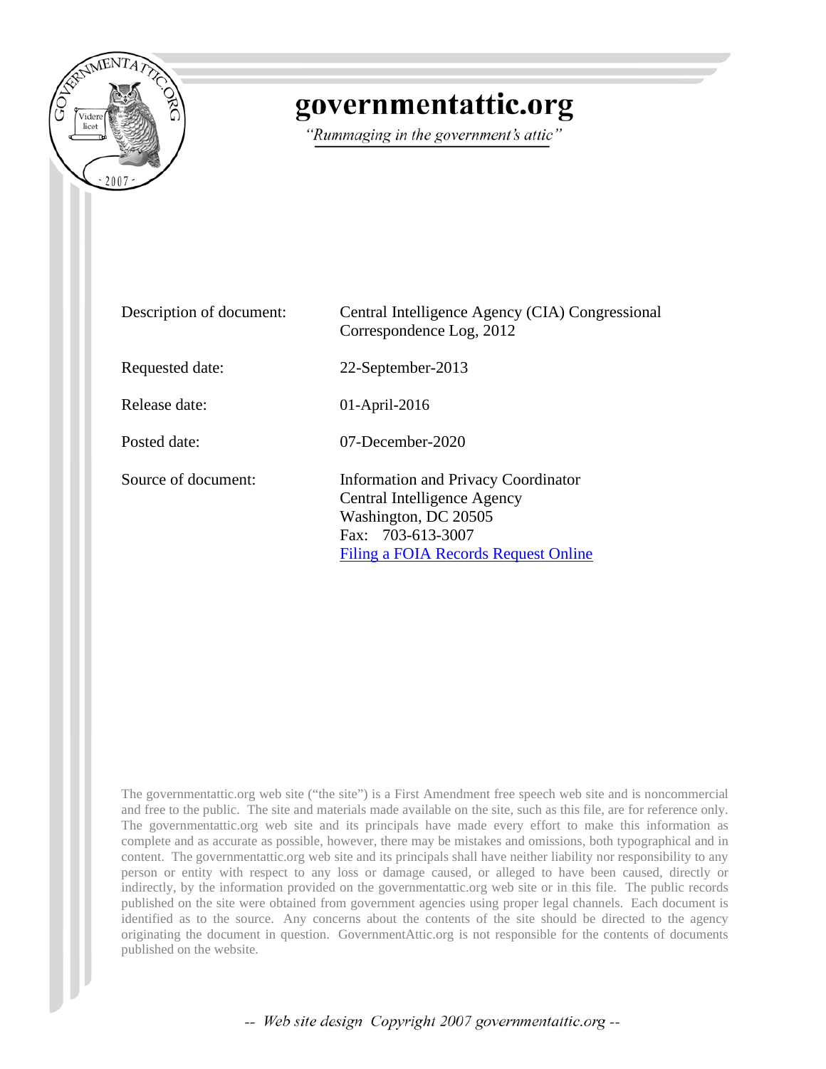# governmentattic.org

*"Rummaging in the government's attic"*

| | |
|---|---|
| Description of document: | Central Intelligence Agency (CIA) Congressional Correspondence Log, 2012 |
| Requested date: | 22-September-2013 |
| Release date: | 01-April-2016 |
| Posted date: | 07-December-2020 |
| Source of document: | Information and Privacy Coordinator<br>Central Intelligence Agency<br>Washington, DC 20505<br>Fax: 703-613-3007<br>Filing a FOIA Records Request Online |

The governmentattic.org web site ("the site") is a First Amendment free speech web site and is noncommercial and free to the public. The site and materials made available on the site, such as this file, are for reference only. The governmentattic.org web site and its principals have made every effort to make this information as complete and as accurate as possible, however, there may be mistakes and omissions, both typographical and in content. The governmentattic.org web site and its principals shall have neither liability nor responsibility to any person or entity with respect to any loss or damage caused, or alleged to have been caused, directly or indirectly, by the information provided on the governmentattic.org web site or in this file. The public records published on the site were obtained from government agencies using proper legal channels. Each document is identified as to the source. Any concerns about the contents of the site should be directed to the agency originating the document in question. GovernmentAttic.org is not responsible for the contents of documents published on the website.

*-- Web site design Copyright 2007 governmentattic.org --*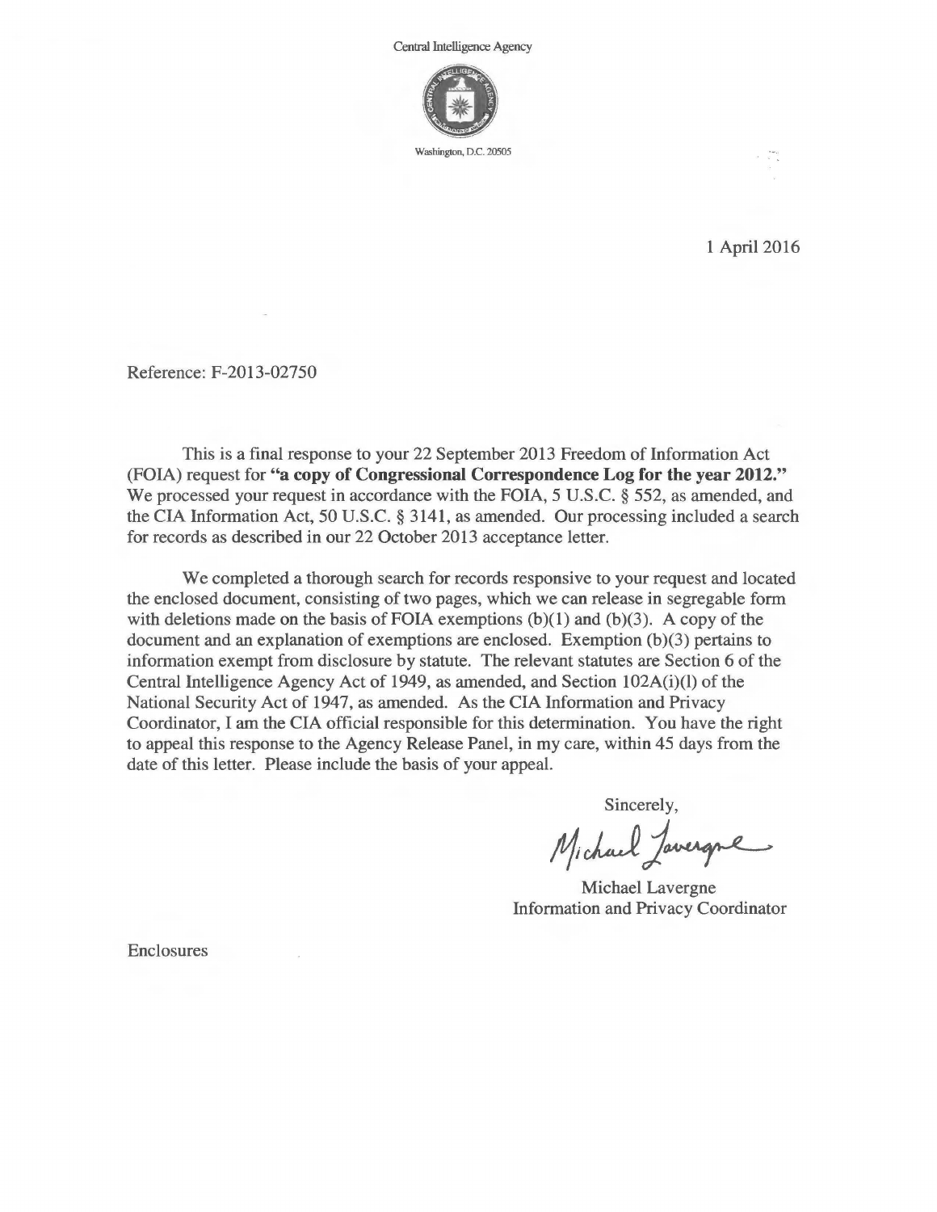Central Intelligence Agency

Washington, D.C. 20505

1 April 2016

Reference: F-2013-02750

This is a final response to your 22 September 2013 Freedom of Information Act (FOIA) request for **"a copy of Congressional Correspondence Log for the year 2012."** We processed your request in accordance with the FOIA, 5 U.S.C. § 552, as amended, and the CIA Information Act, 50 U.S.C. § 3141, as amended. Our processing included a search for records as described in our 22 October 2013 acceptance letter.

We completed a thorough search for records responsive to your request and located the enclosed document, consisting of two pages, which we can release in segregable form with deletions made on the basis of FOIA exemptions (b)(1) and (b)(3). A copy of the document and an explanation of exemptions are enclosed. Exemption (b)(3) pertains to information exempt from disclosure by statute. The relevant statutes are Section 6 of the Central Intelligence Agency Act of 1949, as amended, and Section 102A(i)(l) of the National Security Act of 1947, as amended. As the CIA Information and Privacy Coordinator, I am the CIA official responsible for this determination. You have the right to appeal this response to the Agency Release Panel, in my care, within 45 days from the date of this letter. Please include the basis of your appeal.

Sincerely,

Michael Lavergne

Michael Lavergne
Information and Privacy Coordinator

Enclosures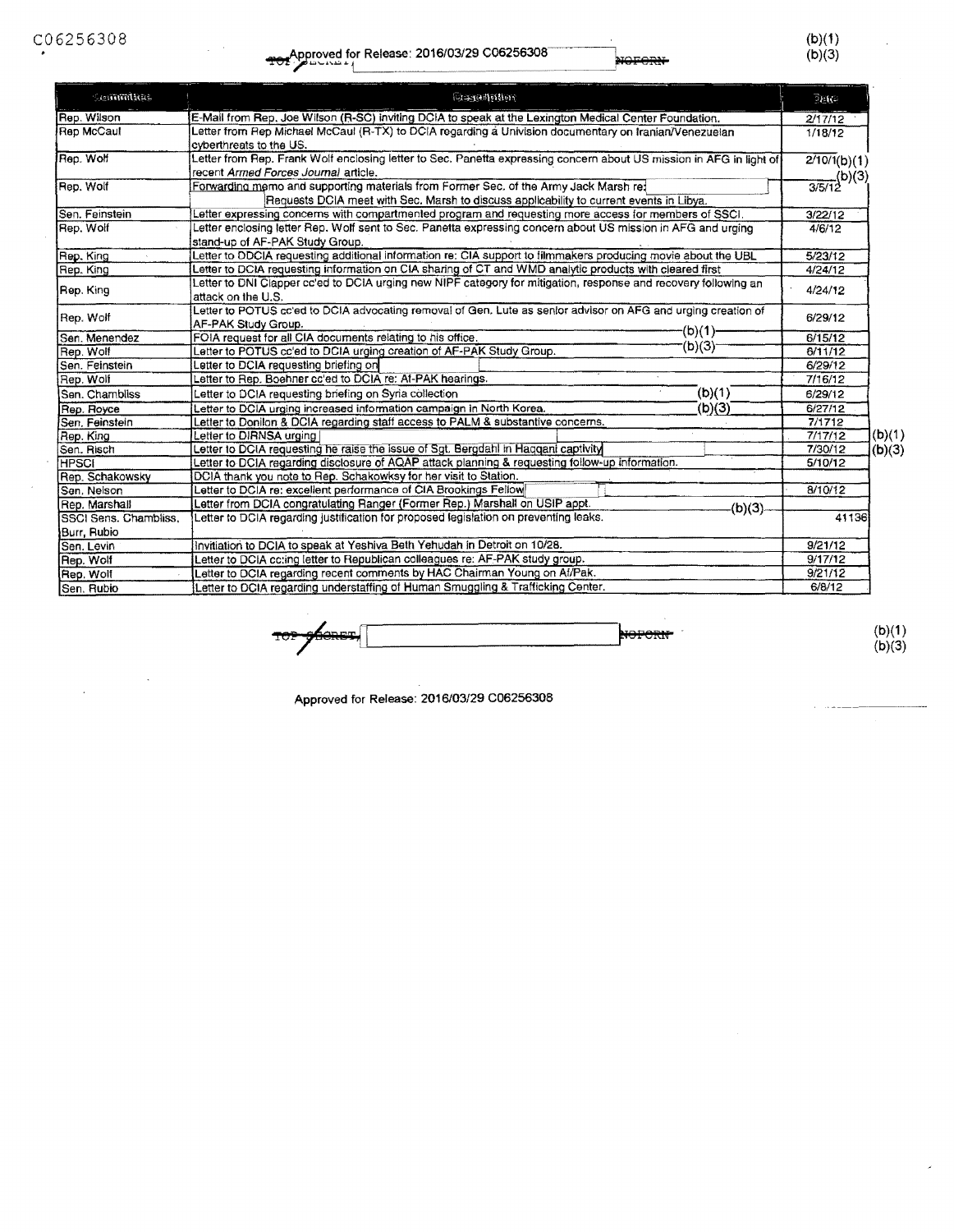C06256308

Approved for Release: 2016/03/29 C06256308

TOP SECRET NOFORN

(b)(1)
(b)(3)

| Committee | Description | Date |
|---|---|---|
| Rep. Wilson | E-Mail from Rep. Joe Wilson (R-SC) inviting DCIA to speak at the Lexington Medical Center Foundation. | 2/17/12 |
| Rep McCaul | Letter from Rep Michael McCaul (R-TX) to DCIA regarding a Univision documentary on Iranian/Venezuelan cyberthreats to the US. | 1/18/12 |
| Rep. Wolf | Letter from Rep. Frank Wolf enclosing letter to Sec. Panetta expressing concern about US mission in AFG in light of recent *Armed Forces Journal* article. | 2/10/1(b)(1) |
| Rep. Wolf | Forwarding memo and supporting materials from Former Sec. of the Army Jack Marsh re: [redacted] Requests DCIA meet with Sec. Marsh to discuss applicability to current events in Libya. | (b)(3) 3/5/12 |
| Sen. Feinstein | Letter expressing concerns with compartmented program and requesting more access for members of SSCI. | 3/22/12 |
| Rep. Wolf | Letter enclosing letter Rep. Wolf sent to Sec. Panetta expressing concern about US mission in AFG and urging stand-up of AF-PAK Study Group. | 4/6/12 |
| Rep. King | Letter to DDCIA requesting additional information re: CIA support to filmmakers producing movie about the UBL | 5/23/12 |
| Rep. King | Letter to DCIA requesting information on CIA sharing of CT and WMD analytic products with cleared first | 4/24/12 |
| Rep. King | Letter to DNI Clapper cc'ed to DCIA urging new NIPF category for mitigation, response and recovery following an attack on the U.S. | 4/24/12 |
| Rep. Wolf | Letter to POTUS cc'ed to DCIA advocating removal of Gen. Lute as senior advisor on AFG and urging creation of AF-PAK Study Group. | 6/29/12 |
| Sen. Menendez | FOIA request for all CIA documents relating to his office. (b)(1) | 6/15/12 |
| Rep. Wolf | Letter to POTUS cc'ed to DCIA urging creation of AF-PAK Study Group. (b)(3) | 6/11/12 |
| Sen. Feinstein | Letter to DCIA requesting briefing on [redacted] | 6/29/12 |
| Rep. Wolf | Letter to Rep. Boehner cc'ed to DCIA re: Af-PAK hearings. | 7/16/12 |
| Sen. Chambliss | Letter to DCIA requesting briefing on Syria collection (b)(1) | 6/29/12 |
| Rep. Royce | Letter to DCIA urging increased information campaign in North Korea. (b)(3) | 6/27/12 |
| Sen. Feinstein | Letter to Donilon & DCIA regarding staff access to PALM & substantive concerns. | 7/1712 |
| Rep. King | Letter to DIRNSA urging [redacted] | 7/17/12 |
| Sen. Risch | Letter to DCIA requesting he raise the issue of Sgt. Bergdahl in Haqqani captivity [redacted] | 7/30/12 |
| HPSCI | Letter to DCIA regarding disclosure of AQAP attack planning & requesting follow-up information. | 5/10/12 |
| Rep. Schakowsky | DCIA thank you note to Rep. Schakowksy for her visit to Station. | |
| Sen. Nelson | Letter to DCIA re: excellent performance of CIA Brookings Fellow [redacted] | 8/10/12 |
| Rep. Marshall | Letter from DCIA congratulating Ranger (Former Rep.) Marshall on USIP appt. (b)(3) | |
| SSCI Sens. Chambliss, Burr, Rubio | Letter to DCIA regarding justification for proposed legislation on preventing leaks. | 41136 |
| Sen. Levin | Invitiation to DCIA to speak at Yeshiva Beth Yehudah in Detroit on 10/28. | 9/21/12 |
| Rep. Wolf | Letter to DCIA cc:ing letter to Republican colleagues re: AF-PAK study group. | 9/17/12 |
| Rep. Wolf | Letter to DCIA regarding recent comments by HAC Chairman Young on Af/Pak. | 9/21/12 |
| Sen. Rubio | Letter to DCIA regarding understaffing of Human Smuggling & Trafficking Center. | 6/8/12 |

(b)(1)
(b)(3)

TOP SECRET [redacted] NOFORN

(b)(1)
(b)(3)

Approved for Release: 2016/03/29 C06256308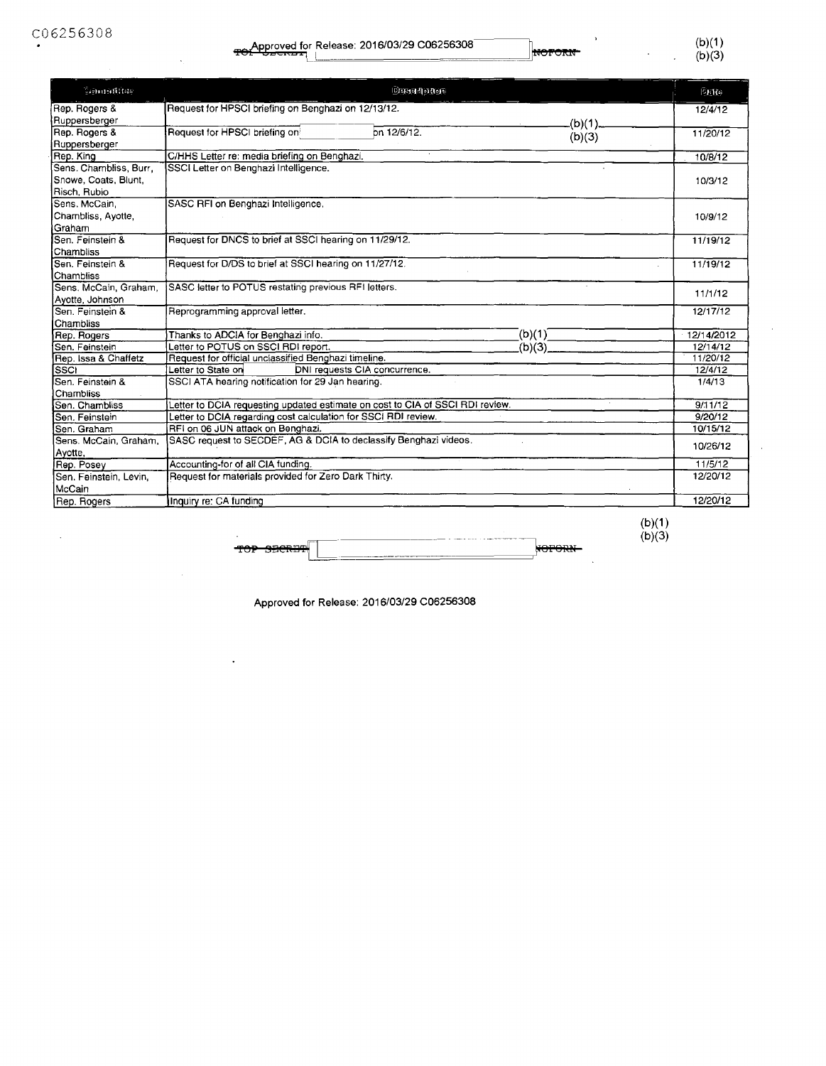C06256308

Approved for Release: 2016/03/29 C06256308

TOP SECRET NOFORN

(b)(1)
(b)(3)

| Committee | Description | Date |
|---|---|---|
| Rep. Rogers & Ruppersberger | Request for HPSCI briefing on Benghazi on 12/13/12. | 12/4/12 |
| Rep. Rogers & Ruppersberger | Request for HPSCI briefing on [redacted] on 12/6/12. (b)(1) (b)(3) | 11/20/12 |
| Rep. King | C/HHS Letter re: media briefing on Benghazi. | 10/8/12 |
| Sens. Chambliss, Burr, Snowe, Coats, Blunt, Risch, Rubio | SSCI Letter on Benghazi Intelligence. | 10/3/12 |
| Sens. McCain, Chambliss, Ayotte, Graham | SASC RFI on Benghazi Intelligence. | 10/9/12 |
| Sen. Feinstein & Chambliss | Request for DNCS to brief at SSCI hearing on 11/29/12. | 11/19/12 |
| Sen. Feinstein & Chambliss | Request for D/DS to brief at SSCI hearing on 11/27/12. | 11/19/12 |
| Sens. McCain, Graham, Ayotte, Johnson | SASC letter to POTUS restating previous RFI letters. | 11/1/12 |
| Sen. Feinstein & Chambliss | Reprogramming approval letter. | 12/17/12 |
| Rep. Rogers | Thanks to ADCIA for Benghazi info. (b)(1) | 12/14/2012 |
| Sen. Feinstein | Letter to POTUS on SSCI RDI report. (b)(3) | 12/14/12 |
| Rep. Issa & Chaffetz | Request for official unclassified Benghazi timeline. | 11/20/12 |
| SSCI | Letter to State on [redacted] DNI requests CIA concurrence. | 12/4/12 |
| Sen. Feinstein & Chambliss | SSCI ATA hearing notification for 29 Jan hearing. | 1/4/13 |
| Sen. Chambliss | Letter to DCIA requesting updated estimate on cost to CIA of SSCI RDI review. | 9/11/12 |
| Sen. Feinstein | Letter to DCIA regarding cost calculation for SSCI RDI review. | 9/20/12 |
| Sen. Graham | RFI on 06 JUN attack on Benghazi. | 10/15/12 |
| Sens. McCain, Graham, Ayotte, | SASC request to SECDEF, AG & DCIA to declassify Benghazi videos. | 10/26/12 |
| Rep. Posey | Accounting-for of all CIA funding. | 11/5/12 |
| Sen. Feinstein, Levin, McCain | Request for materials provided for Zero Dark Thirty. | 12/20/12 |
| Rep. Rogers | Inquiry re: CA funding | 12/20/12 |

(b)(1)
(b)(3)

TOP SECRET NOFORN

Approved for Release: 2016/03/29 C06256308